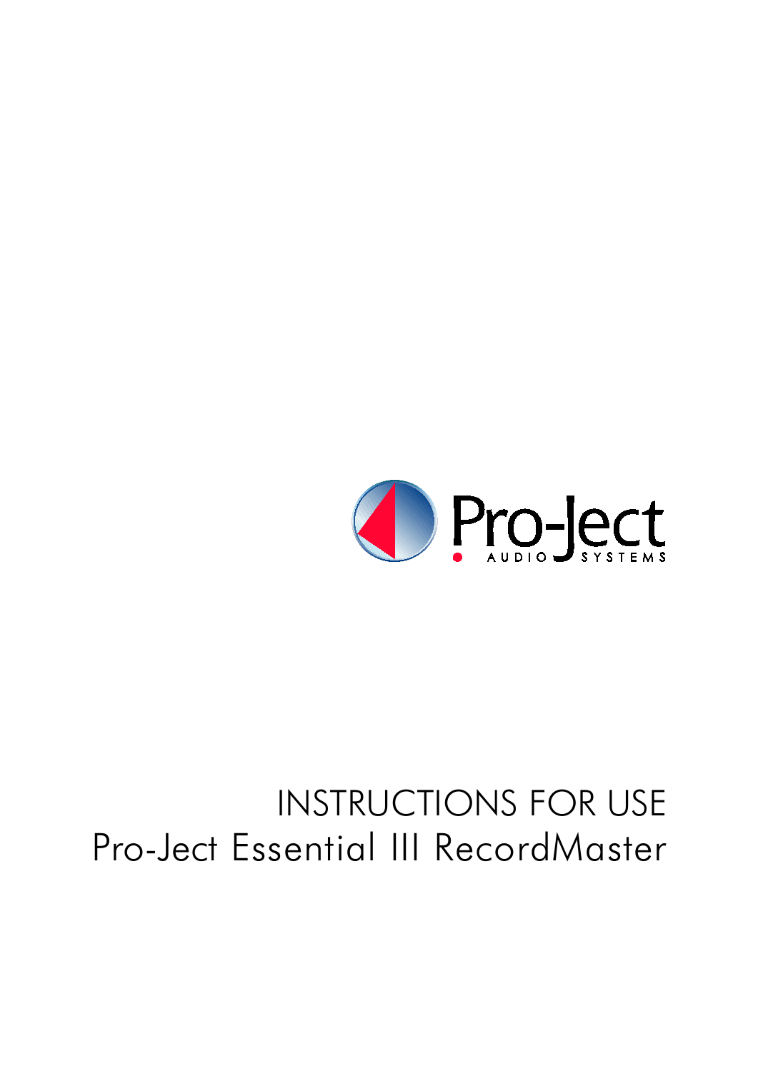Pro-Ject AUDIO SYSTEMS

# INSTRUCTIONS FOR USE

# Pro-Ject Essential III RecordMaster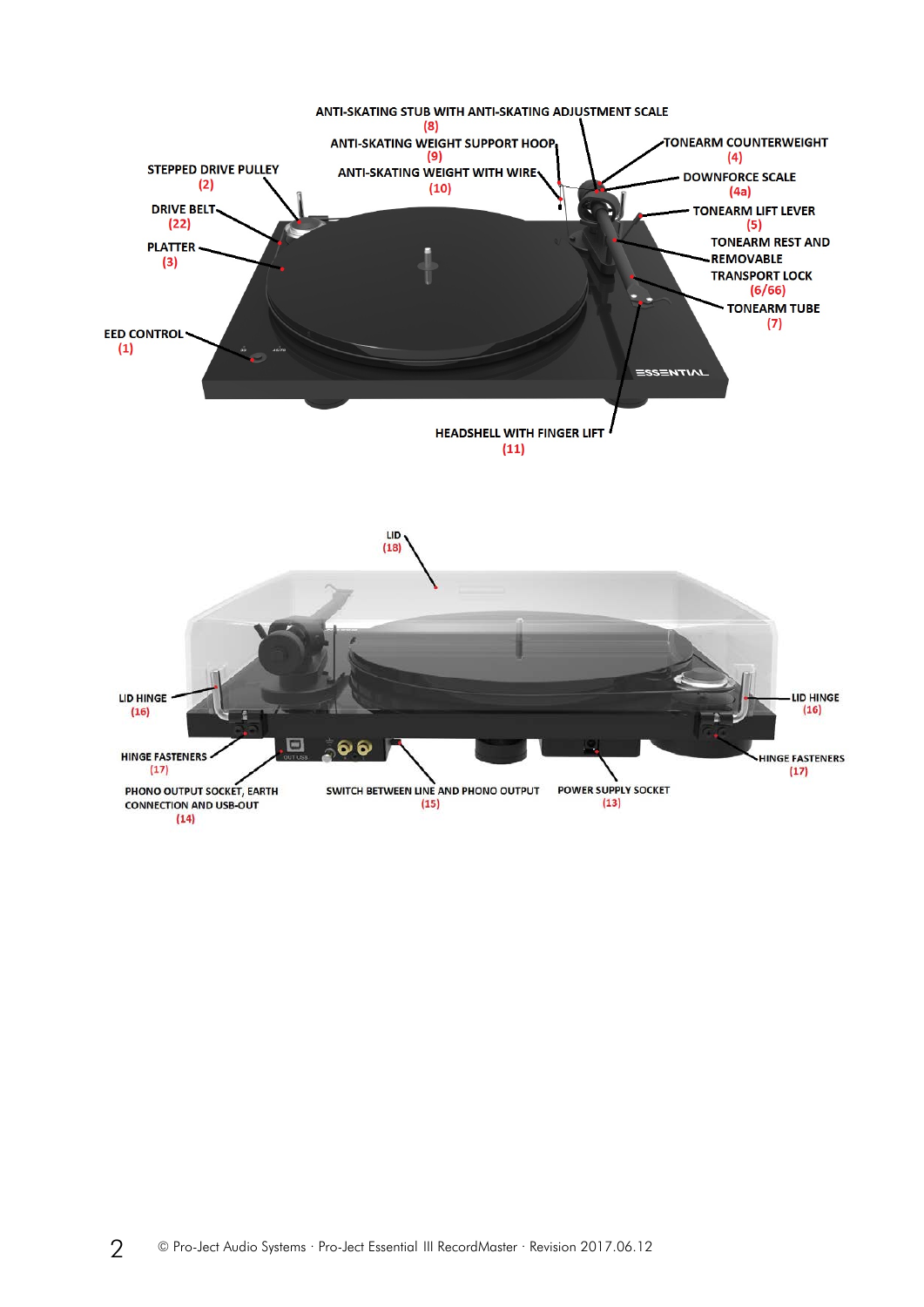- STEPPED DRIVE PULLEY (2)
- DRIVE BELT (22)
- PLATTER (3)
- EED CONTROL (1)
- ANTI-SKATING STUB WITH ANTI-SKATING ADJUSTMENT SCALE (8)
- ANTI-SKATING WEIGHT SUPPORT HOOP (9)
- ANTI-SKATING WEIGHT WITH WIRE (10)
- TONEARM COUNTERWEIGHT (4)
- DOWNFORCE SCALE (4a)
- TONEARM LIFT LEVER (5)
- TONEARM REST AND REMOVABLE TRANSPORT LOCK (6/66)
- TONEARM TUBE (7)
- HEADSHELL WITH FINGER LIFT (11)

- LID (18)
- LID HINGE (16)
- HINGE FASTENERS (17)
- PHONO OUTPUT SOCKET, EARTH CONNECTION AND USB-OUT (14)
- SWITCH BETWEEN LINE AND PHONO OUTPUT (15)
- POWER SUPPLY SOCKET (13)
- LID HINGE (16)
- HINGE FASTENERS (17)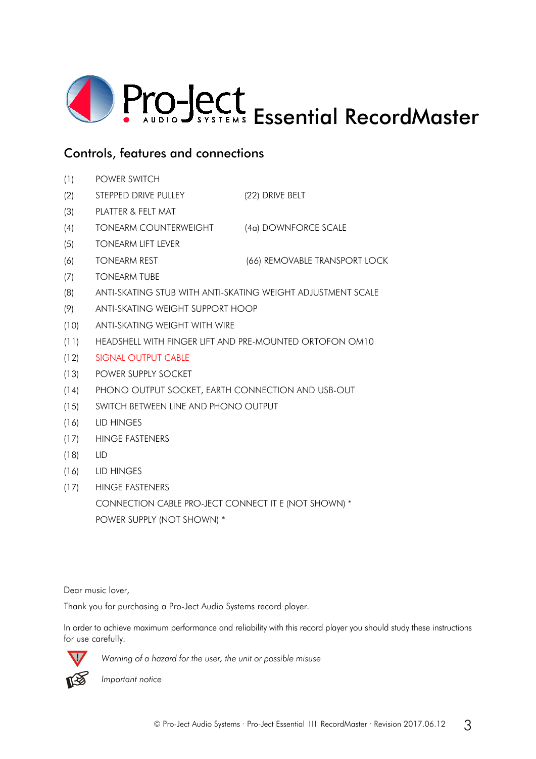# Pro-Ject Essential RecordMaster

## Controls, features and connections

(1) POWER SWITCH
(2) STEPPED DRIVE PULLEY (22) DRIVE BELT
(3) PLATTER & FELT MAT
(4) TONEARM COUNTERWEIGHT (4a) DOWNFORCE SCALE
(5) TONEARM LIFT LEVER
(6) TONEARM REST (66) REMOVABLE TRANSPORT LOCK
(7) TONEARM TUBE
(8) ANTI-SKATING STUB WITH ANTI-SKATING WEIGHT ADJUSTMENT SCALE
(9) ANTI-SKATING WEIGHT SUPPORT HOOP
(10) ANTI-SKATING WEIGHT WITH WIRE
(11) HEADSHELL WITH FINGER LIFT AND PRE-MOUNTED ORTOFON OM10
(12) SIGNAL OUTPUT CABLE
(13) POWER SUPPLY SOCKET
(14) PHONO OUTPUT SOCKET, EARTH CONNECTION AND USB-OUT
(15) SWITCH BETWEEN LINE AND PHONO OUTPUT
(16) LID HINGES
(17) HINGE FASTENERS
(18) LID
(16) LID HINGES
(17) HINGE FASTENERS
CONNECTION CABLE PRO-JECT CONNECT IT E (NOT SHOWN) *
POWER SUPPLY (NOT SHOWN) *

Dear music lover,

Thank you for purchasing a Pro-Ject Audio Systems record player.

In order to achieve maximum performance and reliability with this record player you should study these instructions for use carefully.

*Warning of a hazard for the user, the unit or possible misuse*

*Important notice*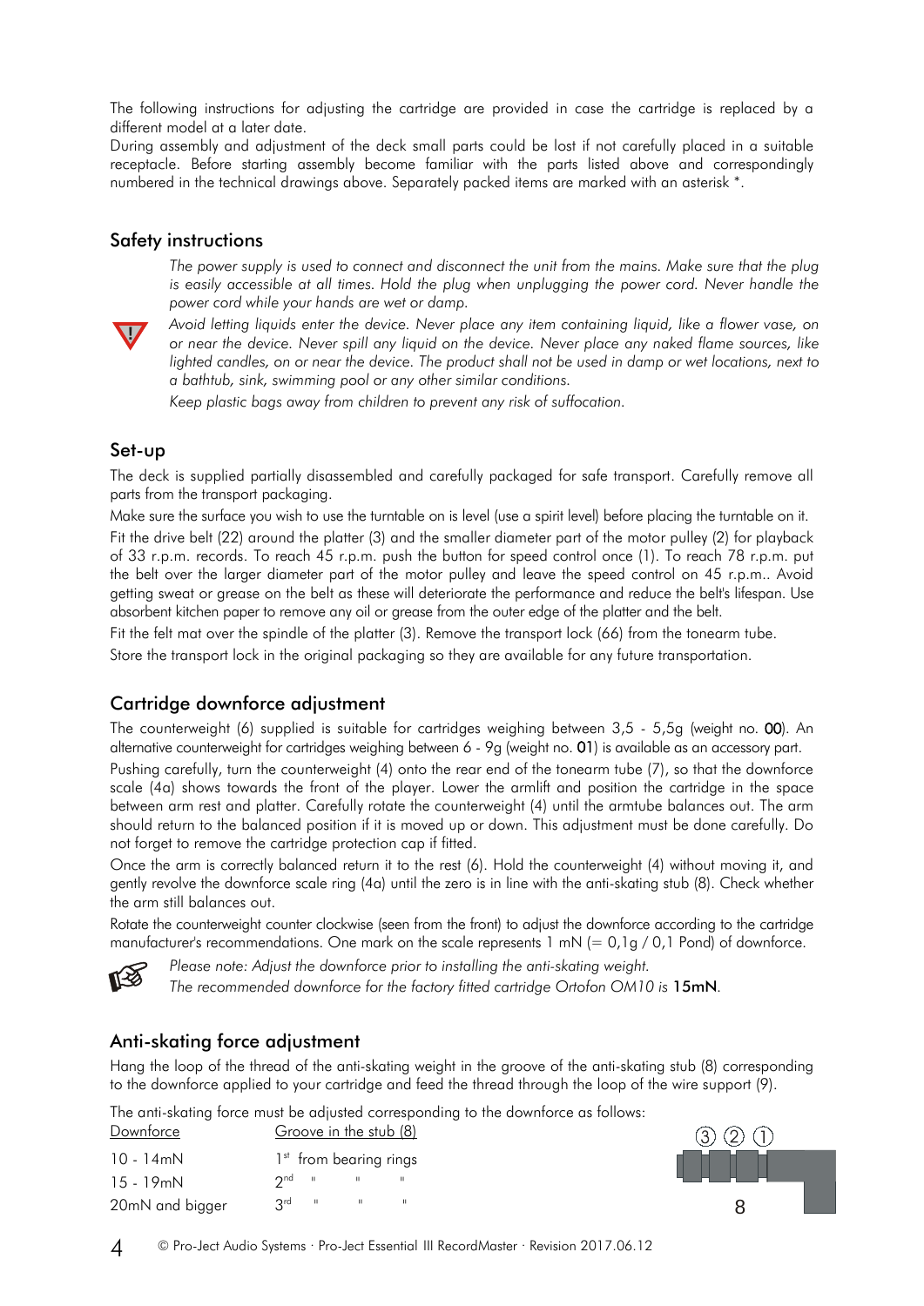The following instructions for adjusting the cartridge are provided in case the cartridge is replaced by a different model at a later date.
During assembly and adjustment of the deck small parts could be lost if not carefully placed in a suitable receptacle. Before starting assembly become familiar with the parts listed above and correspondingly numbered in the technical drawings above. Separately packed items are marked with an asterisk *.

## Safety instructions

*The power supply is used to connect and disconnect the unit from the mains. Make sure that the plug is easily accessible at all times. Hold the plug when unplugging the power cord. Never handle the power cord while your hands are wet or damp.*

*Avoid letting liquids enter the device. Never place any item containing liquid, like a flower vase, on or near the device. Never spill any liquid on the device. Never place any naked flame sources, like lighted candles, on or near the device. The product shall not be used in damp or wet locations, next to a bathtub, sink, swimming pool or any other similar conditions.*

*Keep plastic bags away from children to prevent any risk of suffocation.*

## Set-up

The deck is supplied partially disassembled and carefully packaged for safe transport. Carefully remove all parts from the transport packaging.

Make sure the surface you wish to use the turntable on is level (use a spirit level) before placing the turntable on it.

Fit the drive belt (22) around the platter (3) and the smaller diameter part of the motor pulley (2) for playback of 33 r.p.m. records. To reach 45 r.p.m. push the button for speed control once (1). To reach 78 r.p.m. put the belt over the larger diameter part of the motor pulley and leave the speed control on 45 r.p.m.. Avoid getting sweat or grease on the belt as these will deteriorate the performance and reduce the belt's lifespan. Use absorbent kitchen paper to remove any oil or grease from the outer edge of the platter and the belt.

Fit the felt mat over the spindle of the platter (3). Remove the transport lock (66) from the tonearm tube.

Store the transport lock in the original packaging so they are available for any future transportation.

## Cartridge downforce adjustment

The counterweight (6) supplied is suitable for cartridges weighing between 3,5 - 5,5g (weight no. **00**). An alternative counterweight for cartridges weighing between 6 - 9g (weight no. **01**) is available as an accessory part.

Pushing carefully, turn the counterweight (4) onto the rear end of the tonearm tube (7), so that the downforce scale (4a) shows towards the front of the player. Lower the armlift and position the cartridge in the space between arm rest and platter. Carefully rotate the counterweight (4) until the armtube balances out. The arm should return to the balanced position if it is moved up or down. This adjustment must be done carefully. Do not forget to remove the cartridge protection cap if fitted.

Once the arm is correctly balanced return it to the rest (6). Hold the counterweight (4) without moving it, and gently revolve the downforce scale ring (4a) until the zero is in line with the anti-skating stub (8). Check whether the arm still balances out.

Rotate the counterweight counter clockwise (seen from the front) to adjust the downforce according to the cartridge manufacturer's recommendations. One mark on the scale represents 1 mN (= 0,1g / 0,1 Pond) of downforce.

*Please note: Adjust the downforce prior to installing the anti-skating weight.*
*The recommended downforce for the factory fitted cartridge Ortofon OM10 is* **15mN**.

## Anti-skating force adjustment

Hang the loop of the thread of the anti-skating weight in the groove of the anti-skating stub (8) corresponding to the downforce applied to your cartridge and feed the thread through the loop of the wire support (9).

The anti-skating force must be adjusted corresponding to the downforce as follows:

| Downforce | Groove in the stub (8) |
|---|---|
| 10 - 14mN | 1st from bearing rings |
| 15 - 19mN | 2nd " " " |
| 20mN and bigger | 3rd " " " |

③ ② ①

8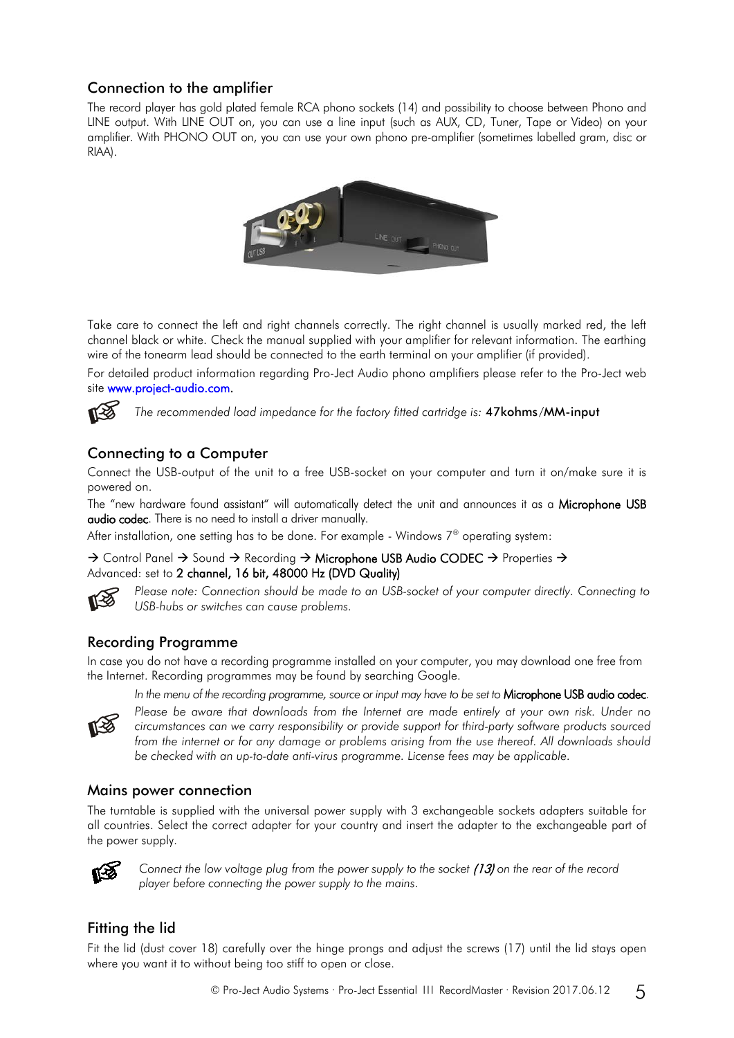## Connection to the amplifier

The record player has gold plated female RCA phono sockets (14) and possibility to choose between Phono and LINE output. With LINE OUT on, you can use a line input (such as AUX, CD, Tuner, Tape or Video) on your amplifier. With PHONO OUT on, you can use your own phono pre-amplifier (sometimes labelled gram, disc or RIAA).

Take care to connect the left and right channels correctly. The right channel is usually marked red, the left channel black or white. Check the manual supplied with your amplifier for relevant information. The earthing wire of the tonearm lead should be connected to the earth terminal on your amplifier (if provided).

For detailed product information regarding Pro-Ject Audio phono amplifiers please refer to the Pro-Ject web site www.project-audio.com.

*The recommended load impedance for the factory fitted cartridge is:* **47kohms/MM-input**

## Connecting to a Computer

Connect the USB-output of the unit to a free USB-socket on your computer and turn it on/make sure it is powered on.

The "new hardware found assistant" will automatically detect the unit and announces it as a **Microphone USB audio codec**. There is no need to install a driver manually.

After installation, one setting has to be done. For example - Windows 7® operating system:

→ Control Panel → Sound → Recording → **Microphone USB Audio CODEC** → Properties → Advanced: set to **2 channel, 16 bit, 48000 Hz (DVD Quality)**

*Please note: Connection should be made to an USB-socket of your computer directly. Connecting to USB-hubs or switches can cause problems.*

## Recording Programme

In case you do not have a recording programme installed on your computer, you may download one free from the Internet. Recording programmes may be found by searching Google.

*In the menu of the recording programme, source or input may have to be set to* **Microphone USB audio codec**.

*Please be aware that downloads from the Internet are made entirely at your own risk. Under no circumstances can we carry responsibility or provide support for third-party software products sourced from the internet or for any damage or problems arising from the use thereof. All downloads should be checked with an up-to-date anti-virus programme. License fees may be applicable.*

## Mains power connection

The turntable is supplied with the universal power supply with 3 exchangeable sockets adapters suitable for all countries. Select the correct adapter for your country and insert the adapter to the exchangeable part of the power supply.

*Connect the low voltage plug from the power supply to the socket* ***(13)*** *on the rear of the record player before connecting the power supply to the mains.*

## Fitting the lid

Fit the lid (dust cover 18) carefully over the hinge prongs and adjust the screws (17) until the lid stays open where you want it to without being too stiff to open or close.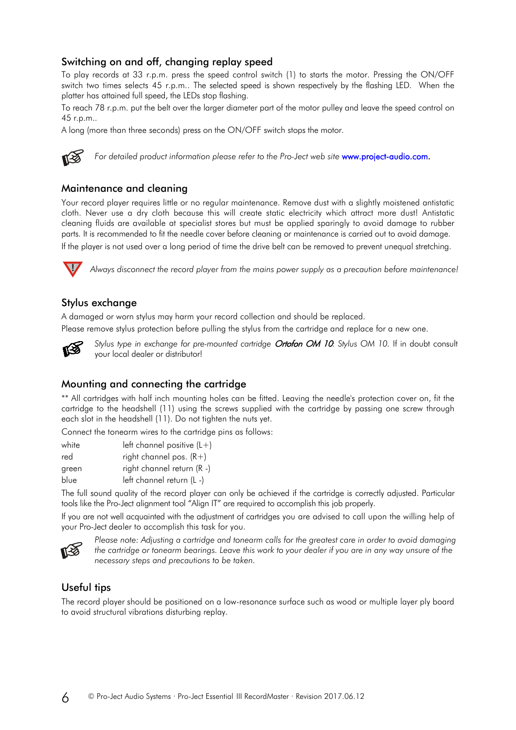## Switching on and off, changing replay speed

To play records at 33 r.p.m. press the speed control switch (1) to starts the motor. Pressing the ON/OFF switch two times selects 45 r.p.m.. The selected speed is shown respectively by the flashing LED. When the platter has attained full speed, the LEDs stop flashing.

To reach 78 r.p.m. put the belt over the larger diameter part of the motor pulley and leave the speed control on 45 r.p.m..

A long (more than three seconds) press on the ON/OFF switch stops the motor.

*For detailed product information please refer to the Pro-Ject web site* www.project-audio.com.

## Maintenance and cleaning

Your record player requires little or no regular maintenance. Remove dust with a slightly moistened antistatic cloth. Never use a dry cloth because this will create static electricity which attract more dust! Antistatic cleaning fluids are available at specialist stores but must be applied sparingly to avoid damage to rubber parts. It is recommended to fit the needle cover before cleaning or maintenance is carried out to avoid damage.

If the player is not used over a long period of time the drive belt can be removed to prevent unequal stretching.

*Always disconnect the record player from the mains power supply as a precaution before maintenance!*

## Stylus exchange

A damaged or worn stylus may harm your record collection and should be replaced.

Please remove stylus protection before pulling the stylus from the cartridge and replace for a new one.

*Stylus type in exchange for pre-mounted cartridge* ***Ortofon OM 10****:* *Stylus OM 10.* If in doubt consult your local dealer or distributor!

## Mounting and connecting the cartridge

** All cartridges with half inch mounting holes can be fitted. Leaving the needle's protection cover on, fit the cartridge to the headshell (11) using the screws supplied with the cartridge by passing one screw through each slot in the headshell (11). Do not tighten the nuts yet.

Connect the tonearm wires to the cartridge pins as follows:

| | |
|---|---|
| white | left channel positive (L+) |
| red | right channel pos. (R+) |
| green | right channel return (R -) |
| blue | left channel return (L -) |

The full sound quality of the record player can only be achieved if the cartridge is correctly adjusted. Particular tools like the Pro-Ject alignment tool "Align IT" are required to accomplish this job properly.

If you are not well acquainted with the adjustment of cartridges you are advised to call upon the willing help of your Pro-Ject dealer to accomplish this task for you.

*Please note: Adjusting a cartridge and tonearm calls for the greatest care in order to avoid damaging the cartridge or tonearm bearings. Leave this work to your dealer if you are in any way unsure of the necessary steps and precautions to be taken.*

## Useful tips

The record player should be positioned on a low-resonance surface such as wood or multiple layer ply board to avoid structural vibrations disturbing replay.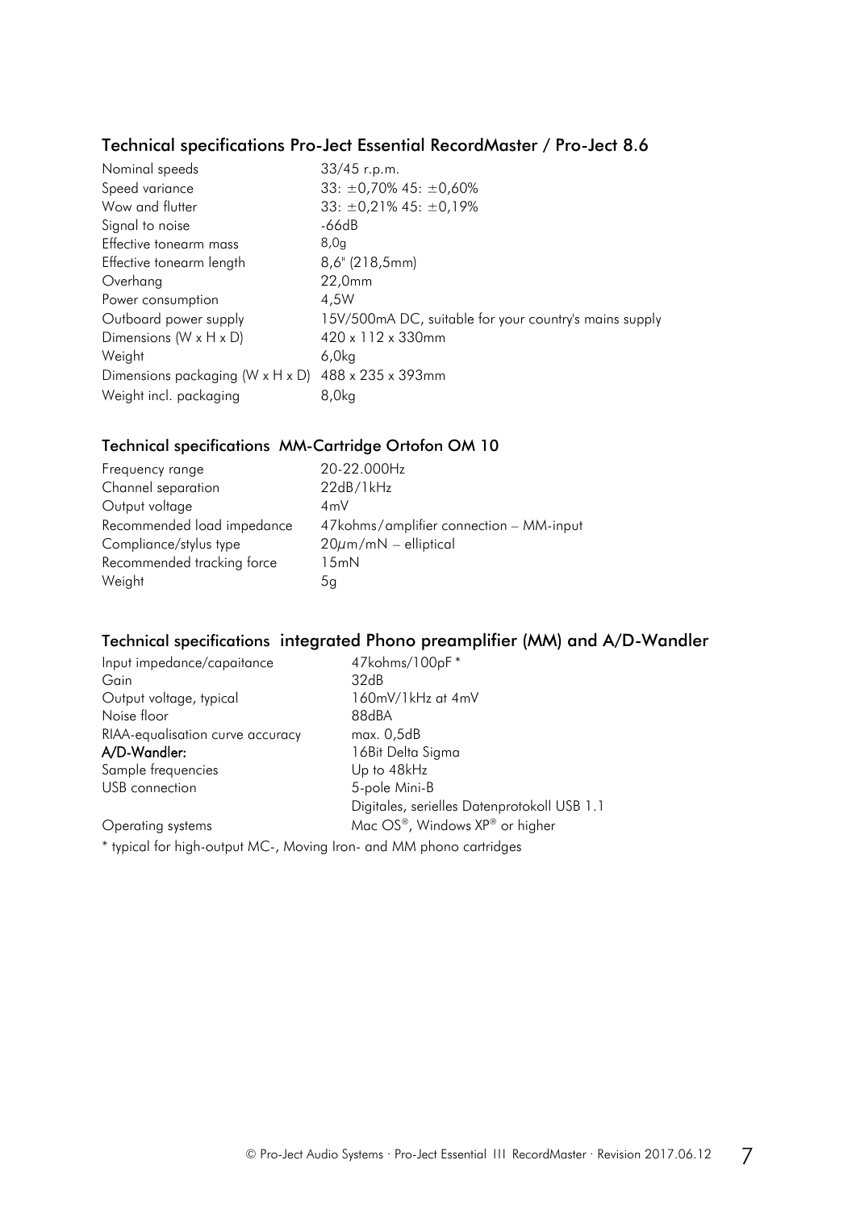## Technical specifications Pro-Ject Essential RecordMaster / Pro-Ject 8.6

| | |
|---|---|
| Nominal speeds | 33/45 r.p.m. |
| Speed variance | 33: ±0,70% 45: ±0,60% |
| Wow and flutter | 33: ±0,21% 45: ±0,19% |
| Signal to noise | -66dB |
| Effective tonearm mass | 8,0g |
| Effective tonearm length | 8,6" (218,5mm) |
| Overhang | 22,0mm |
| Power consumption | 4,5W |
| Outboard power supply | 15V/500mA DC, suitable for your country's mains supply |
| Dimensions (W x H x D) | 420 x 112 x 330mm |
| Weight | 6,0kg |
| Dimensions packaging (W x H x D) | 488 x 235 x 393mm |
| Weight incl. packaging | 8,0kg |

## Technical specifications MM-Cartridge Ortofon OM 10

| | |
|---|---|
| Frequency range | 20-22.000Hz |
| Channel separation | 22dB/1kHz |
| Output voltage | 4mV |
| Recommended load impedance | 47kohms/amplifier connection – MM-input |
| Compliance/stylus type | 20µm/mN – elliptical |
| Recommended tracking force | 15mN |
| Weight | 5g |

## Technical specifications integrated Phono preamplifier (MM) and A/D-Wandler

| | |
|---|---|
| Input impedance/capaitance | 47kohms/100pF * |
| Gain | 32dB |
| Output voltage, typical | 160mV/1kHz at 4mV |
| Noise floor | 88dBA |
| RIAA-equalisation curve accuracy | max. 0,5dB |
| **A/D-Wandler:** | 16Bit Delta Sigma |
| Sample frequencies | Up to 48kHz |
| USB connection | 5-pole Mini-B |
| | Digitales, serielles Datenprotokoll USB 1.1 |
| Operating systems | Mac OS®, Windows XP® or higher |

* typical for high-output MC-, Moving Iron- and MM phono cartridges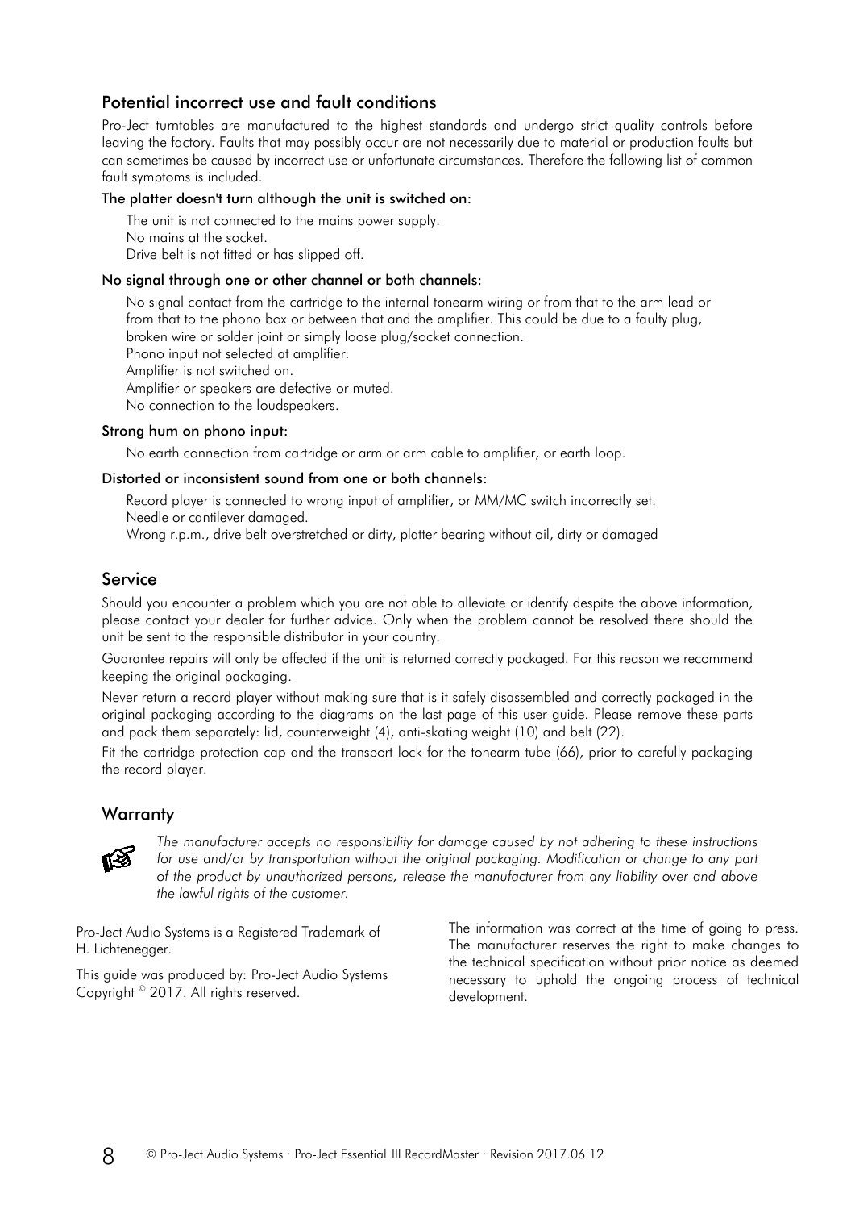## Potential incorrect use and fault conditions

Pro-Ject turntables are manufactured to the highest standards and undergo strict quality controls before leaving the factory. Faults that may possibly occur are not necessarily due to material or production faults but can sometimes be caused by incorrect use or unfortunate circumstances. Therefore the following list of common fault symptoms is included.

### The platter doesn't turn although the unit is switched on:

The unit is not connected to the mains power supply.
No mains at the socket.
Drive belt is not fitted or has slipped off.

### No signal through one or other channel or both channels:

No signal contact from the cartridge to the internal tonearm wiring or from that to the arm lead or from that to the phono box or between that and the amplifier. This could be due to a faulty plug, broken wire or solder joint or simply loose plug/socket connection.
Phono input not selected at amplifier.
Amplifier is not switched on.
Amplifier or speakers are defective or muted.
No connection to the loudspeakers.

### Strong hum on phono input:

No earth connection from cartridge or arm or arm cable to amplifier, or earth loop.

### Distorted or inconsistent sound from one or both channels:

Record player is connected to wrong input of amplifier, or MM/MC switch incorrectly set.
Needle or cantilever damaged.
Wrong r.p.m., drive belt overstretched or dirty, platter bearing without oil, dirty or damaged

## Service

Should you encounter a problem which you are not able to alleviate or identify despite the above information, please contact your dealer for further advice. Only when the problem cannot be resolved there should the unit be sent to the responsible distributor in your country.

Guarantee repairs will only be affected if the unit is returned correctly packaged. For this reason we recommend keeping the original packaging.

Never return a record player without making sure that is it safely disassembled and correctly packaged in the original packaging according to the diagrams on the last page of this user guide. Please remove these parts and pack them separately: lid, counterweight (4), anti-skating weight (10) and belt (22).

Fit the cartridge protection cap and the transport lock for the tonearm tube (66), prior to carefully packaging the record player.

## Warranty

*The manufacturer accepts no responsibility for damage caused by not adhering to these instructions for use and/or by transportation without the original packaging. Modification or change to any part of the product by unauthorized persons, release the manufacturer from any liability over and above the lawful rights of the customer.*

Pro-Ject Audio Systems is a Registered Trademark of H. Lichtenegger.

This guide was produced by: Pro-Ject Audio Systems
Copyright © 2017. All rights reserved.

The information was correct at the time of going to press. The manufacturer reserves the right to make changes to the technical specification without prior notice as deemed necessary to uphold the ongoing process of technical development.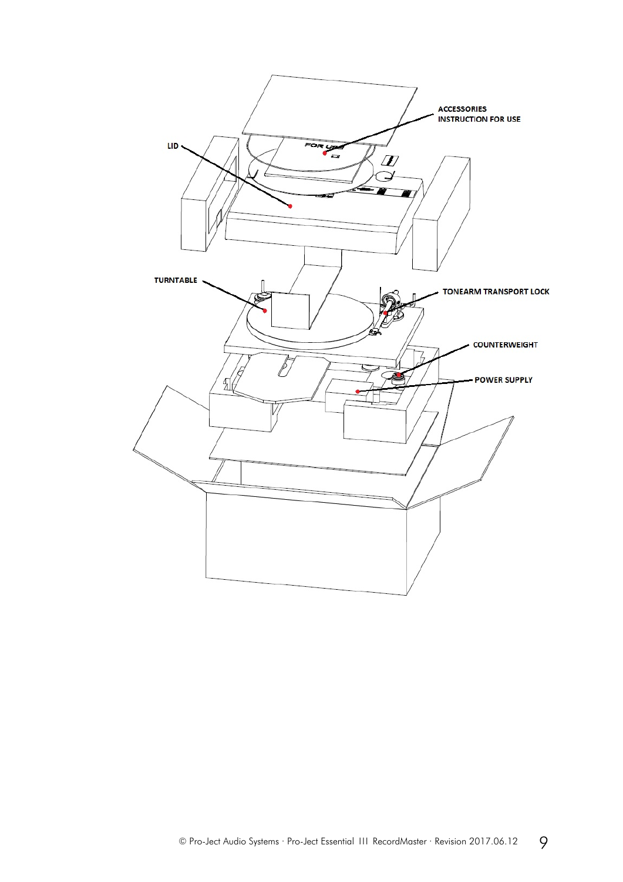ACCESSORIES
INSTRUCTION FOR USE

LID

FOR USE

TURNTABLE

TONEARM TRANSPORT LOCK

COUNTERWEIGHT

POWER SUPPLY

© Pro-Ject Audio Systems · Pro-Ject Essential III RecordMaster · Revision 2017.06.12